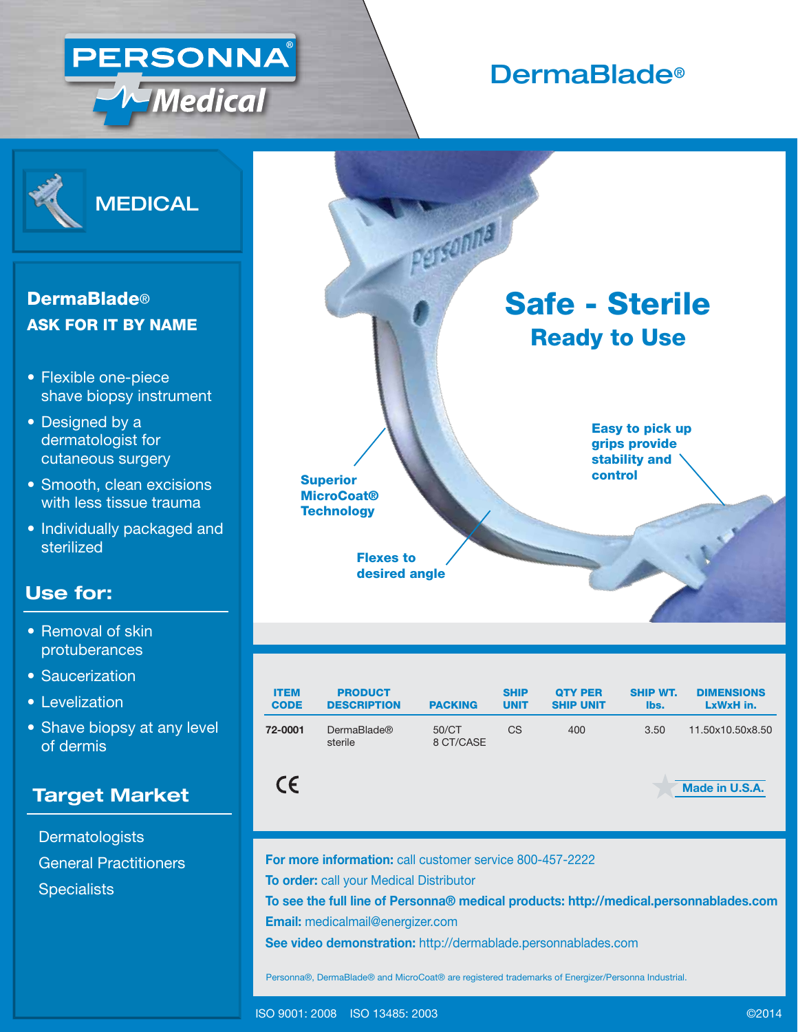# PERSONNA® Medical

# DermaBlade®

## MEDICAL

### DermaBlade®
### ASK FOR IT BY NAME

- Flexible one-piece shave biopsy instrument
- Designed by a dermatologist for cutaneous surgery
- Smooth, clean excisions with less tissue trauma
- Individually packaged and sterilized

## Use for:

- Removal of skin protuberances
- Saucerization
- Levelization
- Shave biopsy at any level of dermis

## Target Market

Dermatologists
General Practitioners
Specialists

## Safe - Sterile
### Ready to Use

**Superior MicroCoat® Technology**

**Flexes to desired angle**

**Easy to pick up grips provide stability and control**

| ITEM CODE | PRODUCT DESCRIPTION | PACKING | SHIP UNIT | QTY PER SHIP UNIT | SHIP WT. lbs. | DIMENSIONS LxWxH in. |
|---|---|---|---|---|---|---|
| **72-0001** | DermaBlade® sterile | 50/CT 8 CT/CASE | CS | 400 | 3.50 | 11.50x10.50x8.50 |

CE

Made in U.S.A.

**For more information:** call customer service 800-457-2222
**To order:** call your Medical Distributor
**To see the full line of Personna® medical products: http://medical.personnablades.com**
**Email:** medicalmail@energizer.com
**See video demonstration:** http://dermablade.personnablades.com

Personna®, DermaBlade® and MicroCoat® are registered trademarks of Energizer/Personna Industrial.

ISO 9001: 2008 ISO 13485: 2003 ©2014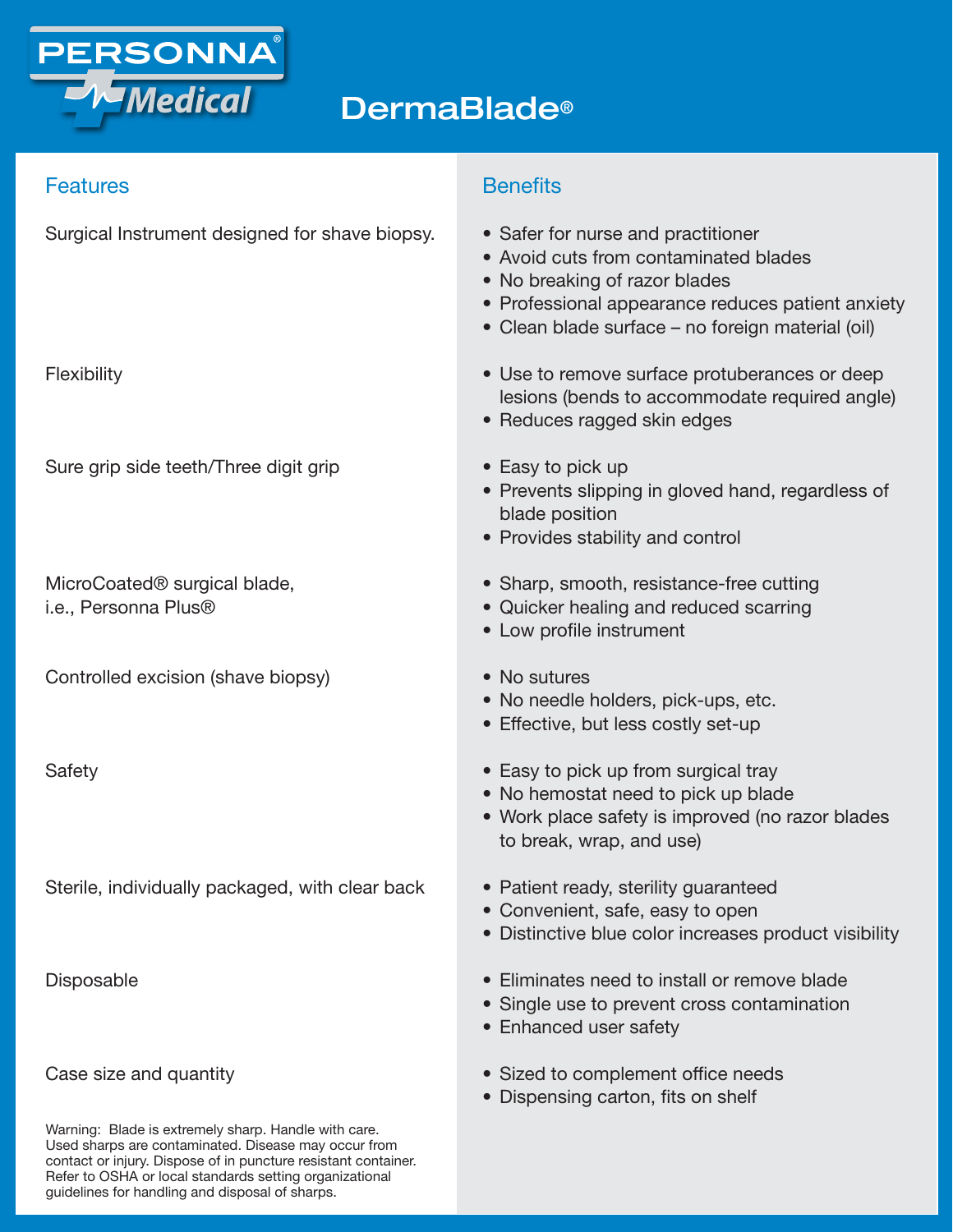PERSONNA® Medical

# DermaBlade®

| Features | Benefits |
| --- | --- |
| Surgical Instrument designed for shave biopsy. | • Safer for nurse and practitioner<br>• Avoid cuts from contaminated blades<br>• No breaking of razor blades<br>• Professional appearance reduces patient anxiety<br>• Clean blade surface – no foreign material (oil) |
| Flexibility | • Use to remove surface protuberances or deep lesions (bends to accommodate required angle)<br>• Reduces ragged skin edges |
| Sure grip side teeth/Three digit grip | • Easy to pick up<br>• Prevents slipping in gloved hand, regardless of blade position<br>• Provides stability and control |
| MicroCoated® surgical blade, i.e., Personna Plus® | • Sharp, smooth, resistance-free cutting<br>• Quicker healing and reduced scarring<br>• Low profile instrument |
| Controlled excision (shave biopsy) | • No sutures<br>• No needle holders, pick-ups, etc.<br>• Effective, but less costly set-up |
| Safety | • Easy to pick up from surgical tray<br>• No hemostat need to pick up blade<br>• Work place safety is improved (no razor blades to break, wrap, and use) |
| Sterile, individually packaged, with clear back | • Patient ready, sterility guaranteed<br>• Convenient, safe, easy to open<br>• Distinctive blue color increases product visibility |
| Disposable | • Eliminates need to install or remove blade<br>• Single use to prevent cross contamination<br>• Enhanced user safety |
| Case size and quantity | • Sized to complement office needs<br>• Dispensing carton, fits on shelf |

Warning: Blade is extremely sharp. Handle with care. Used sharps are contaminated. Disease may occur from contact or injury. Dispose of in puncture resistant container. Refer to OSHA or local standards setting organizational guidelines for handling and disposal of sharps.